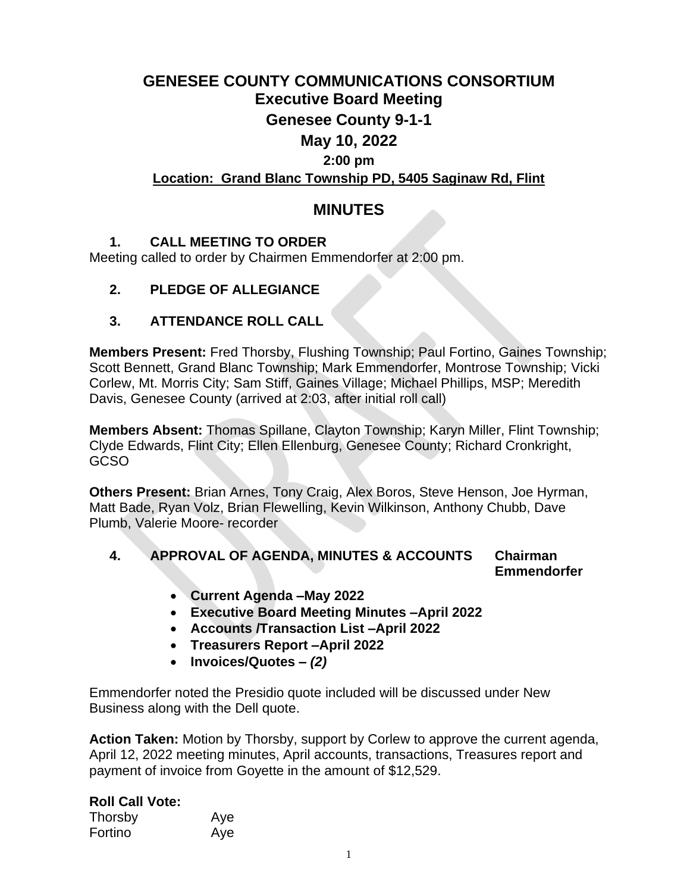# GENESEE COUNTY COMMUNICATIONS CONSORTIUM

## Executive Board Meeting

## Genesee County 9-1-1

## May 10, 2022

### 2:00 pm

### Location: Grand Blanc Township PD, 5405 Saginaw Rd, Flint

## MINUTES

### 1. CALL MEETING TO ORDER

Meeting called to order by Chairmen Emmendorfer at 2:00 pm.

### 2. PLEDGE OF ALLEGIANCE

### 3. ATTENDANCE ROLL CALL

**Members Present:** Fred Thorsby, Flushing Township; Paul Fortino, Gaines Township; Scott Bennett, Grand Blanc Township; Mark Emmendorfer, Montrose Township; Vicki Corlew, Mt. Morris City; Sam Stiff, Gaines Village; Michael Phillips, MSP; Meredith Davis, Genesee County (arrived at 2:03, after initial roll call)

**Members Absent:** Thomas Spillane, Clayton Township; Karyn Miller, Flint Township; Clyde Edwards, Flint City; Ellen Ellenburg, Genesee County; Richard Cronkright, GCSO

**Others Present:** Brian Arnes, Tony Craig, Alex Boros, Steve Henson, Joe Hyrman, Matt Bade, Ryan Volz, Brian Flewelling, Kevin Wilkinson, Anthony Chubb, Dave Plumb, Valerie Moore- recorder

### 4. APPROVAL OF AGENDA, MINUTES & ACCOUNTS Chairman Emmendorfer

- **Current Agenda –May 2022**
- **Executive Board Meeting Minutes –April 2022**
- **Accounts /Transaction List –April 2022**
- **Treasurers Report –April 2022**
- **Invoices/Quotes –** ***(2)***

Emmendorfer noted the Presidio quote included will be discussed under New Business along with the Dell quote.

**Action Taken:** Motion by Thorsby, support by Corlew to approve the current agenda, April 12, 2022 meeting minutes, April accounts, transactions, Treasures report and payment of invoice from Goyette in the amount of $12,529.

**Roll Call Vote:**

| | |
|---|---|
| Thorsby | Aye |
| Fortino | Aye |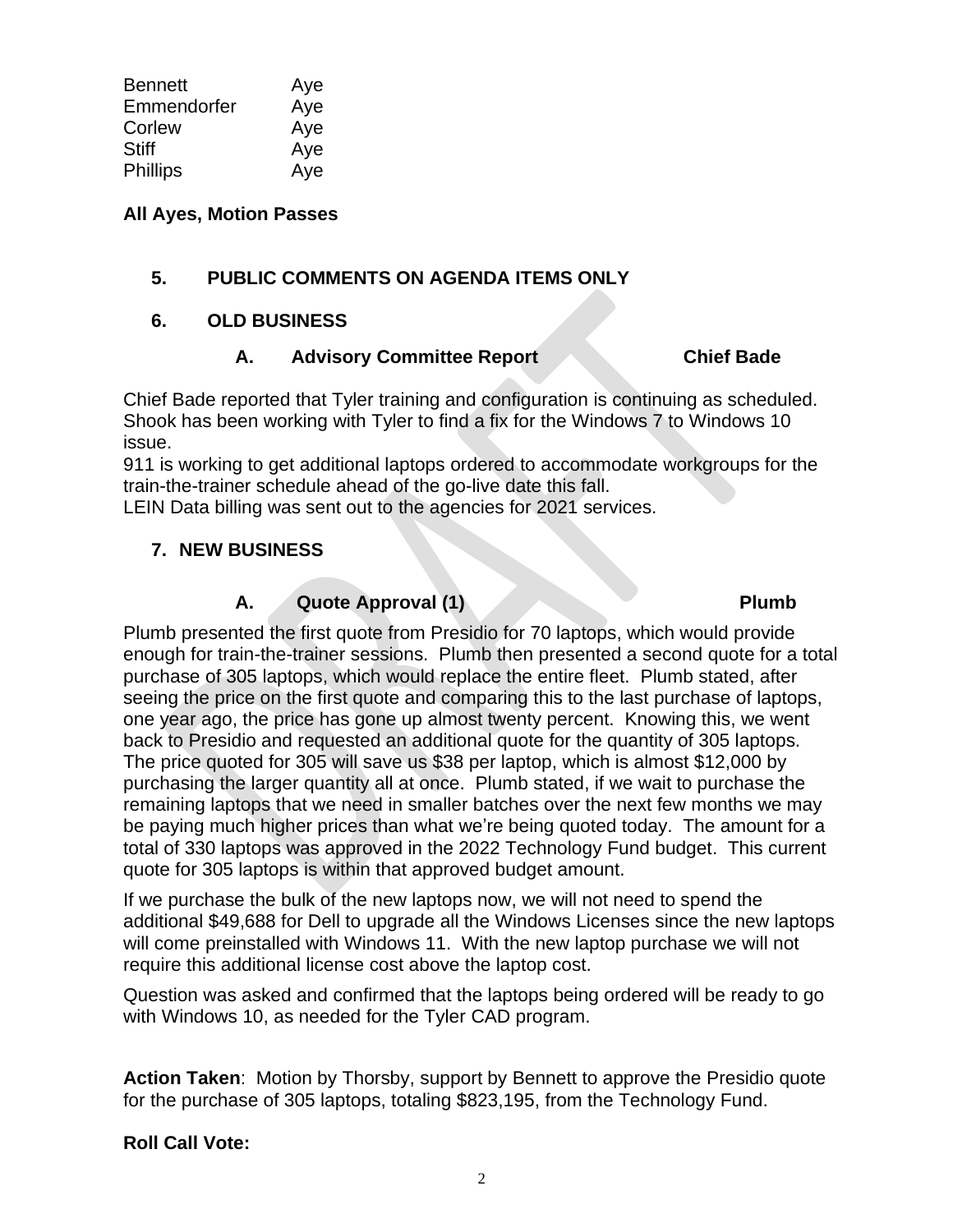| | |
|---|---|
| Bennett | Aye |
| Emmendorfer | Aye |
| Corlew | Aye |
| Stiff | Aye |
| Phillips | Aye |

**All Ayes, Motion Passes**

## 5. PUBLIC COMMENTS ON AGENDA ITEMS ONLY

## 6. OLD BUSINESS

### A. Advisory Committee Report — Chief Bade

Chief Bade reported that Tyler training and configuration is continuing as scheduled. Shook has been working with Tyler to find a fix for the Windows 7 to Windows 10 issue.

911 is working to get additional laptops ordered to accommodate workgroups for the train-the-trainer schedule ahead of the go-live date this fall.

LEIN Data billing was sent out to the agencies for 2021 services.

## 7. NEW BUSINESS

### A. Quote Approval (1) — Plumb

Plumb presented the first quote from Presidio for 70 laptops, which would provide enough for train-the-trainer sessions. Plumb then presented a second quote for a total purchase of 305 laptops, which would replace the entire fleet. Plumb stated, after seeing the price on the first quote and comparing this to the last purchase of laptops, one year ago, the price has gone up almost twenty percent. Knowing this, we went back to Presidio and requested an additional quote for the quantity of 305 laptops. The price quoted for 305 will save us $38 per laptop, which is almost $12,000 by purchasing the larger quantity all at once. Plumb stated, if we wait to purchase the remaining laptops that we need in smaller batches over the next few months we may be paying much higher prices than what we're being quoted today. The amount for a total of 330 laptops was approved in the 2022 Technology Fund budget. This current quote for 305 laptops is within that approved budget amount.

If we purchase the bulk of the new laptops now, we will not need to spend the additional $49,688 for Dell to upgrade all the Windows Licenses since the new laptops will come preinstalled with Windows 11. With the new laptop purchase we will not require this additional license cost above the laptop cost.

Question was asked and confirmed that the laptops being ordered will be ready to go with Windows 10, as needed for the Tyler CAD program.

**Action Taken**: Motion by Thorsby, support by Bennett to approve the Presidio quote for the purchase of 305 laptops, totaling $823,195, from the Technology Fund.

**Roll Call Vote:**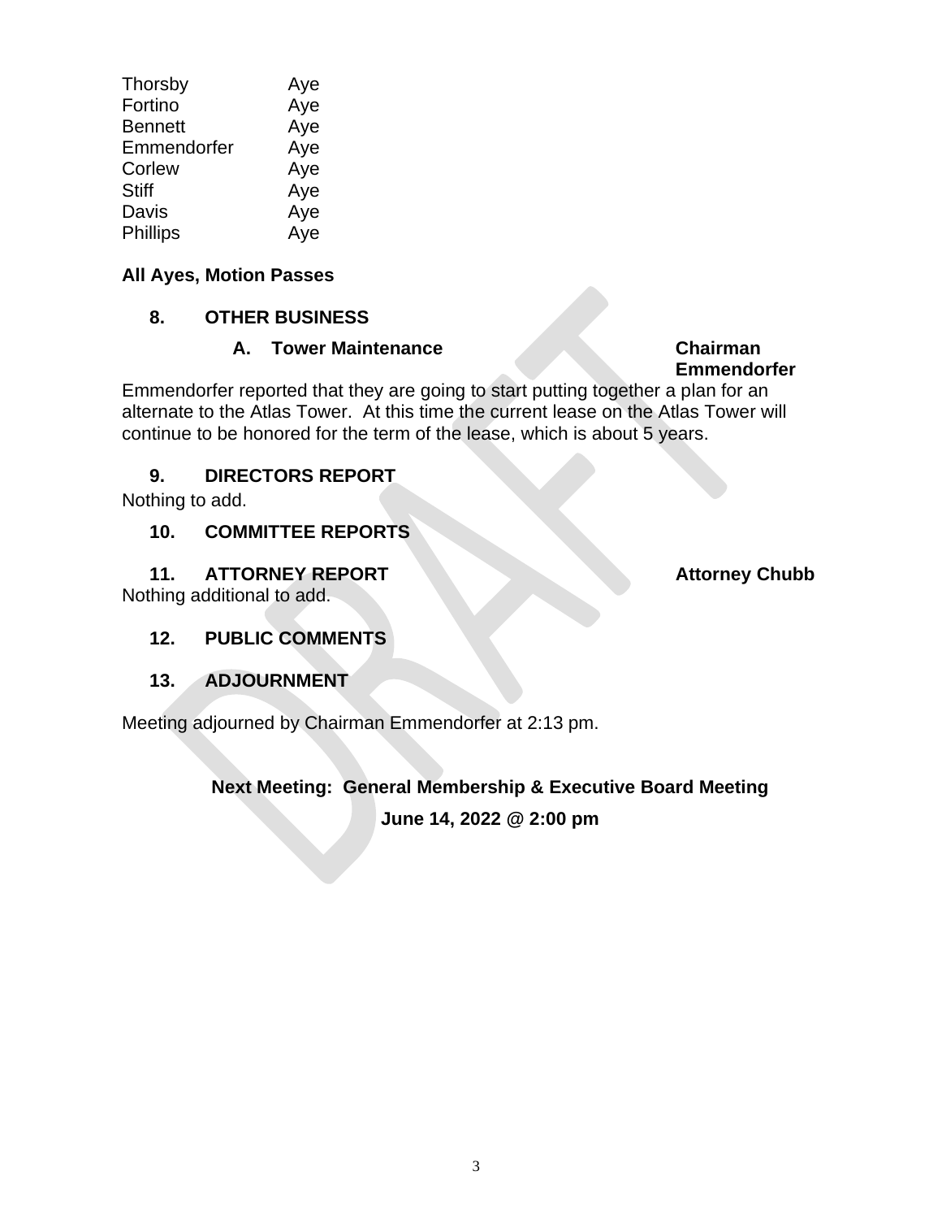| | |
|---|---|
| Thorsby | Aye |
| Fortino | Aye |
| Bennett | Aye |
| Emmendorfer | Aye |
| Corlew | Aye |
| Stiff | Aye |
| Davis | Aye |
| Phillips | Aye |

**All Ayes, Motion Passes**

## 8. OTHER BUSINESS

### A. Tower Maintenance — Chairman Emmendorfer

Emmendorfer reported that they are going to start putting together a plan for an alternate to the Atlas Tower. At this time the current lease on the Atlas Tower will continue to be honored for the term of the lease, which is about 5 years.

## 9. DIRECTORS REPORT

Nothing to add.

## 10. COMMITTEE REPORTS

## 11. ATTORNEY REPORT — Attorney Chubb

Nothing additional to add.

## 12. PUBLIC COMMENTS

## 13. ADJOURNMENT

Meeting adjourned by Chairman Emmendorfer at 2:13 pm.

**Next Meeting: General Membership & Executive Board Meeting**

**June 14, 2022 @ 2:00 pm**